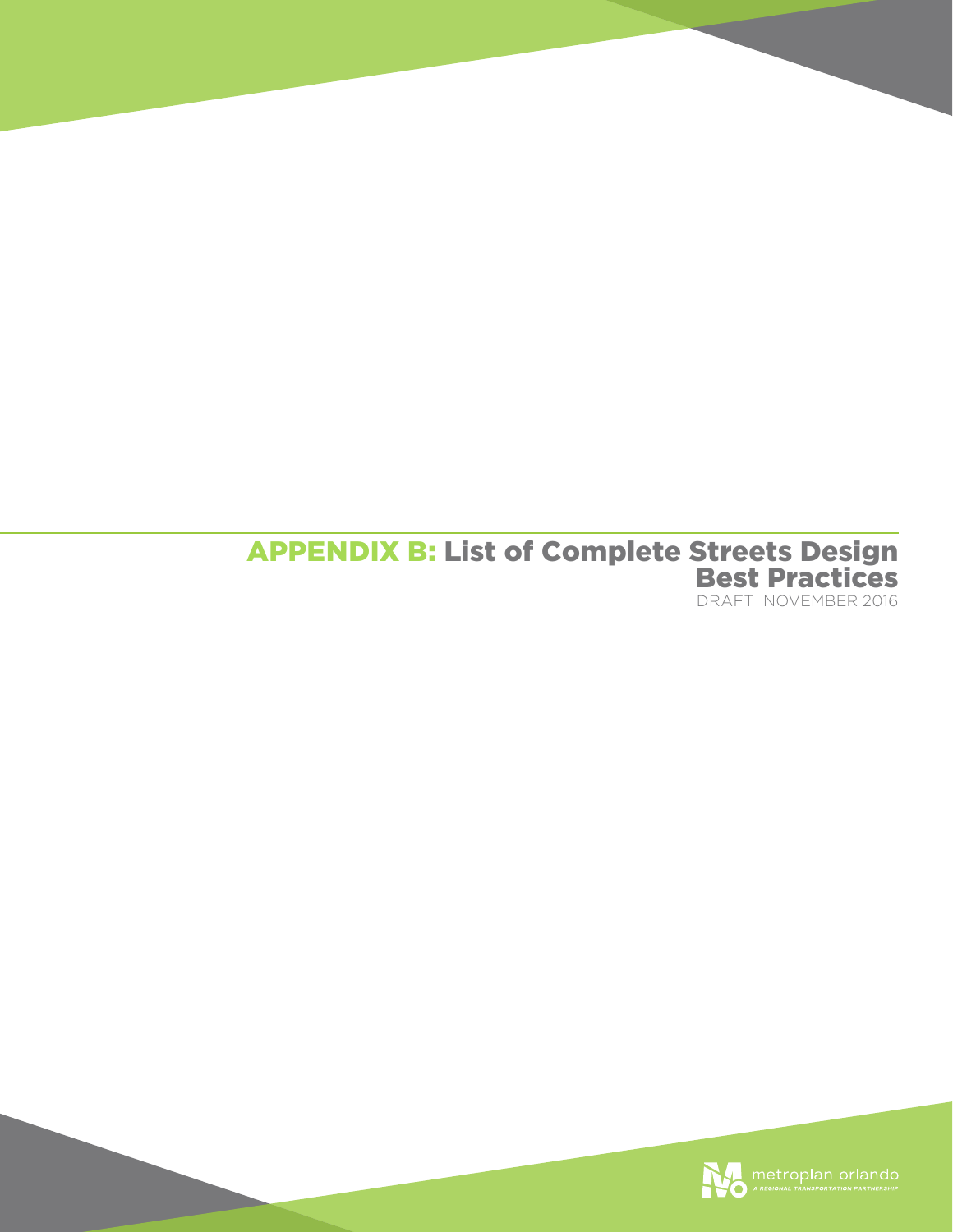# APPENDIX B: List of Complete Streets Design Best Practices

DRAFT NOVEMBER 2016

metroplan orlando

A REGIONAL TRANSPORTATION PARTNERSHIP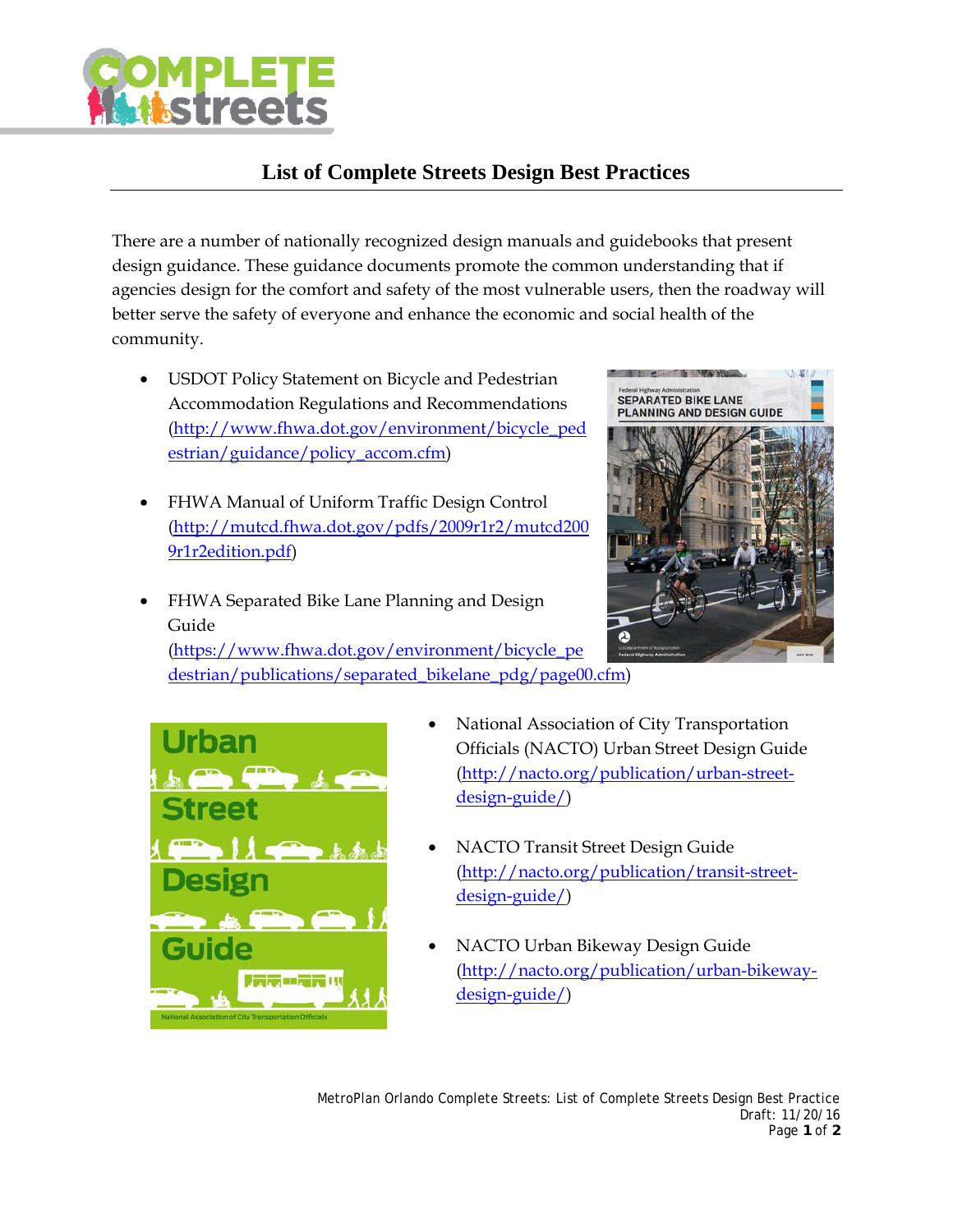# List of Complete Streets Design Best Practices

There are a number of nationally recognized design manuals and guidebooks that present design guidance. These guidance documents promote the common understanding that if agencies design for the comfort and safety of the most vulnerable users, then the roadway will better serve the safety of everyone and enhance the economic and social health of the community.

- USDOT Policy Statement on Bicycle and Pedestrian Accommodation Regulations and Recommendations (http://www.fhwa.dot.gov/environment/bicycle_pedestrian/guidance/policy_accom.cfm)
- FHWA Manual of Uniform Traffic Design Control (http://mutcd.fhwa.dot.gov/pdfs/2009r1r2/mutcd2009r1r2edition.pdf)
- FHWA Separated Bike Lane Planning and Design Guide (https://www.fhwa.dot.gov/environment/bicycle_pedestrian/publications/separated_bikelane_pdg/page00.cfm)
- National Association of City Transportation Officials (NACTO) Urban Street Design Guide (http://nacto.org/publication/urban-street-design-guide/)
- NACTO Transit Street Design Guide (http://nacto.org/publication/transit-street-design-guide/)
- NACTO Urban Bikeway Design Guide (http://nacto.org/publication/urban-bikeway-design-guide/)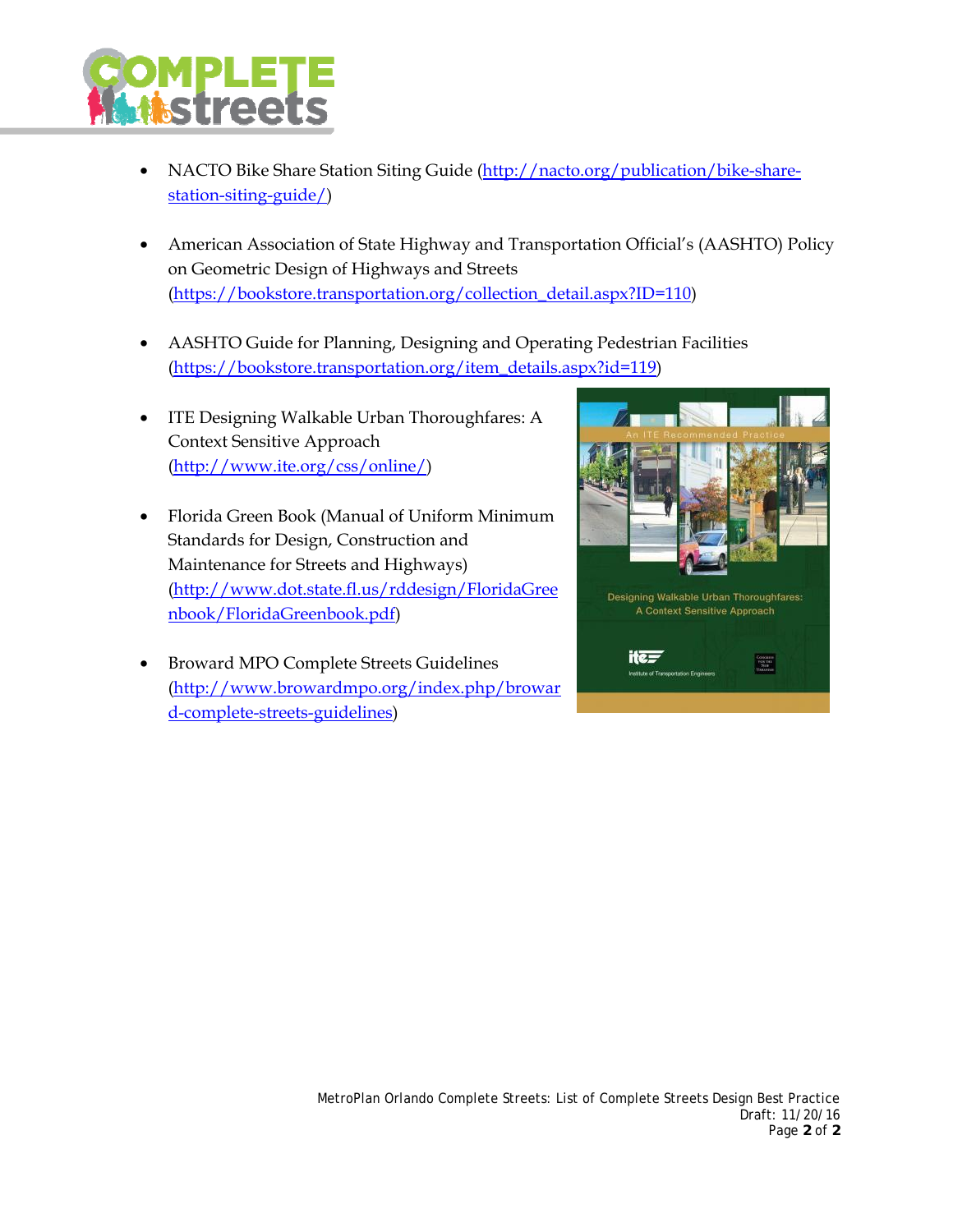- NACTO Bike Share Station Siting Guide (http://nacto.org/publication/bike-share-station-siting-guide/)

- American Association of State Highway and Transportation Official's (AASHTO) Policy on Geometric Design of Highways and Streets (https://bookstore.transportation.org/collection_detail.aspx?ID=110)

- AASHTO Guide for Planning, Designing and Operating Pedestrian Facilities (https://bookstore.transportation.org/item_details.aspx?id=119)

- ITE Designing Walkable Urban Thoroughfares: A Context Sensitive Approach (http://www.ite.org/css/online/)

- Florida Green Book (Manual of Uniform Minimum Standards for Design, Construction and Maintenance for Streets and Highways) (http://www.dot.state.fl.us/rddesign/FloridaGreenbook/FloridaGreenbook.pdf)

- Broward MPO Complete Streets Guidelines (http://www.browardmpo.org/index.php/broward-complete-streets-guidelines)